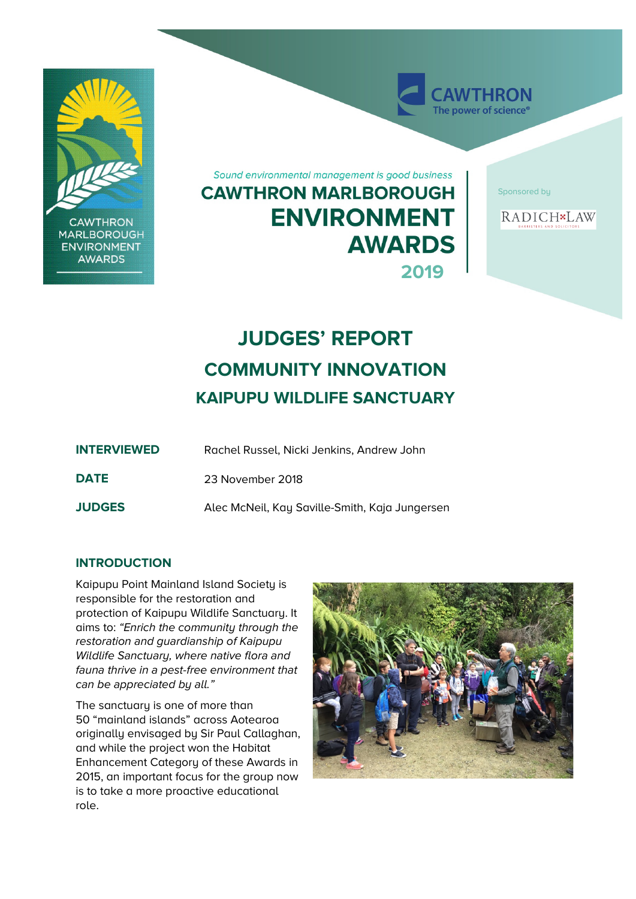CAWTHRON MARLBOROUGH ENVIRONMENT AWARDS

CAWTHRON
The power of science®

*Sound environmental management is good business*

# CAWTHRON MARLBOROUGH ENVIRONMENT AWARDS 2019

Sponsored by

RADICH LAW
BARRISTERS AND SOLICITORS

# JUDGES' REPORT

## COMMUNITY INNOVATION

## KAIPUPU WILDLIFE SANCTUARY

| | |
|---|---|
| **INTERVIEWED** | Rachel Russel, Nicki Jenkins, Andrew John |
| **DATE** | 23 November 2018 |
| **JUDGES** | Alec McNeil, Kay Saville-Smith, Kaja Jungersen |

### INTRODUCTION

Kaipupu Point Mainland Island Society is responsible for the restoration and protection of Kaipupu Wildlife Sanctuary. It aims to: *"Enrich the community through the restoration and guardianship of Kaipupu Wildlife Sanctuary, where native flora and fauna thrive in a pest-free environment that can be appreciated by all."*

The sanctuary is one of more than 50 "mainland islands" across Aotearoa originally envisaged by Sir Paul Callaghan, and while the project won the Habitat Enhancement Category of these Awards in 2015, an important focus for the group now is to take a more proactive educational role.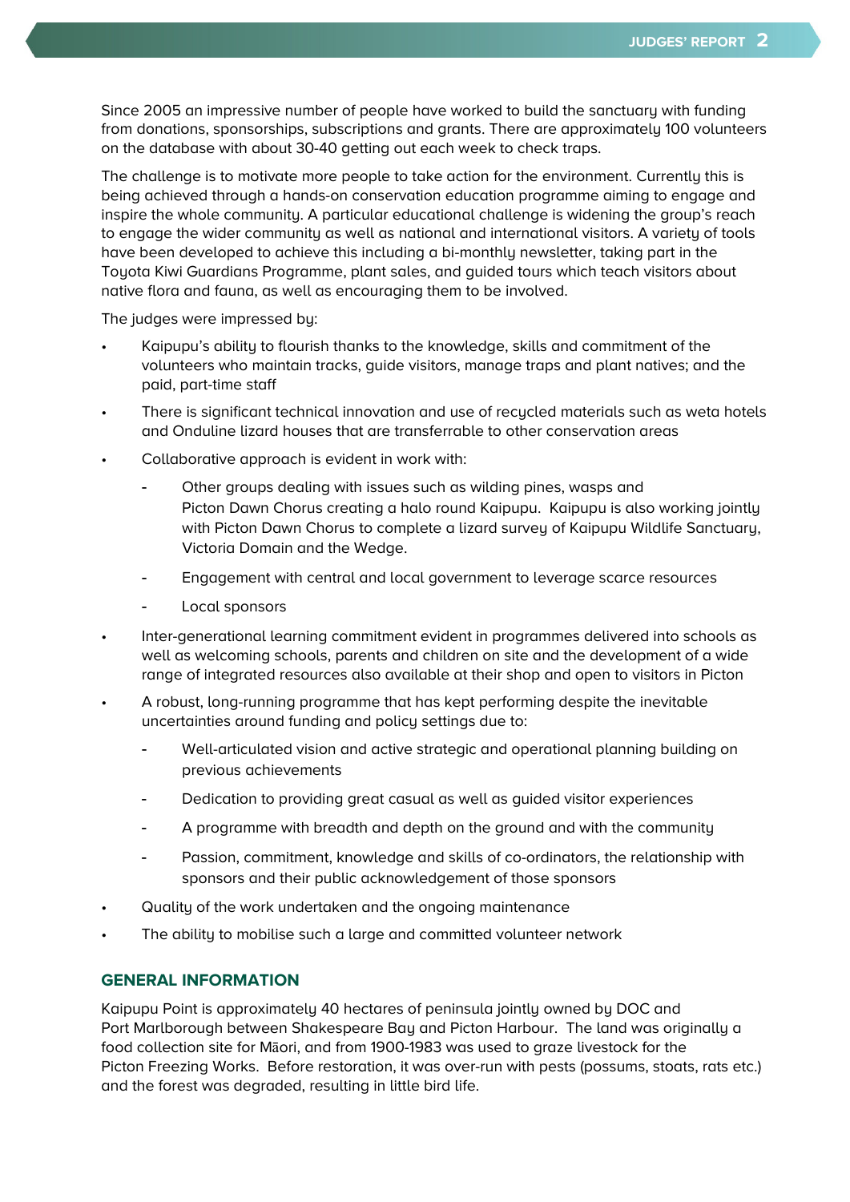Since 2005 an impressive number of people have worked to build the sanctuary with funding from donations, sponsorships, subscriptions and grants. There are approximately 100 volunteers on the database with about 30-40 getting out each week to check traps.

The challenge is to motivate more people to take action for the environment. Currently this is being achieved through a hands-on conservation education programme aiming to engage and inspire the whole community. A particular educational challenge is widening the group's reach to engage the wider community as well as national and international visitors. A variety of tools have been developed to achieve this including a bi-monthly newsletter, taking part in the Toyota Kiwi Guardians Programme, plant sales, and guided tours which teach visitors about native flora and fauna, as well as encouraging them to be involved.

The judges were impressed by:

- Kaipupu's ability to flourish thanks to the knowledge, skills and commitment of the volunteers who maintain tracks, guide visitors, manage traps and plant natives; and the paid, part-time staff
- There is significant technical innovation and use of recycled materials such as weta hotels and Onduline lizard houses that are transferrable to other conservation areas
- Collaborative approach is evident in work with:
  - Other groups dealing with issues such as wilding pines, wasps and Picton Dawn Chorus creating a halo round Kaipupu. Kaipupu is also working jointly with Picton Dawn Chorus to complete a lizard survey of Kaipupu Wildlife Sanctuary, Victoria Domain and the Wedge.
  - Engagement with central and local government to leverage scarce resources
  - Local sponsors
- Inter-generational learning commitment evident in programmes delivered into schools as well as welcoming schools, parents and children on site and the development of a wide range of integrated resources also available at their shop and open to visitors in Picton
- A robust, long-running programme that has kept performing despite the inevitable uncertainties around funding and policy settings due to:
  - Well-articulated vision and active strategic and operational planning building on previous achievements
  - Dedication to providing great casual as well as guided visitor experiences
  - A programme with breadth and depth on the ground and with the community
  - Passion, commitment, knowledge and skills of co-ordinators, the relationship with sponsors and their public acknowledgement of those sponsors
- Quality of the work undertaken and the ongoing maintenance
- The ability to mobilise such a large and committed volunteer network

## GENERAL INFORMATION

Kaipupu Point is approximately 40 hectares of peninsula jointly owned by DOC and Port Marlborough between Shakespeare Bay and Picton Harbour. The land was originally a food collection site for Māori, and from 1900-1983 was used to graze livestock for the Picton Freezing Works. Before restoration, it was over-run with pests (possums, stoats, rats etc.) and the forest was degraded, resulting in little bird life.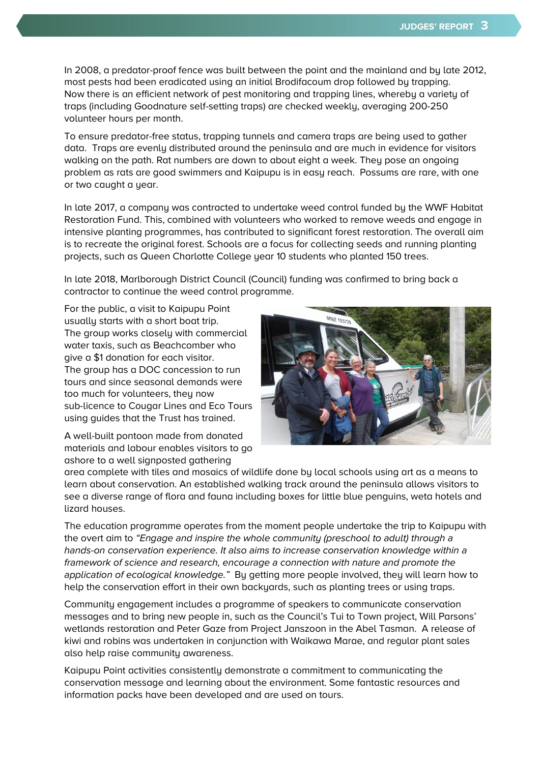In 2008, a predator-proof fence was built between the point and the mainland and by late 2012, most pests had been eradicated using an initial Brodifacoum drop followed by trapping. Now there is an efficient network of pest monitoring and trapping lines, whereby a variety of traps (including Goodnature self-setting traps) are checked weekly, averaging 200-250 volunteer hours per month.

To ensure predator-free status, trapping tunnels and camera traps are being used to gather data. Traps are evenly distributed around the peninsula and are much in evidence for visitors walking on the path. Rat numbers are down to about eight a week. They pose an ongoing problem as rats are good swimmers and Kaipupu is in easy reach. Possums are rare, with one or two caught a year.

In late 2017, a company was contracted to undertake weed control funded by the WWF Habitat Restoration Fund. This, combined with volunteers who worked to remove weeds and engage in intensive planting programmes, has contributed to significant forest restoration. The overall aim is to recreate the original forest. Schools are a focus for collecting seeds and running planting projects, such as Queen Charlotte College year 10 students who planted 150 trees.

In late 2018, Marlborough District Council (Council) funding was confirmed to bring back a contractor to continue the weed control programme.

For the public, a visit to Kaipupu Point usually starts with a short boat trip. The group works closely with commercial water taxis, such as Beachcomber who give a $1 donation for each visitor. The group has a DOC concession to run tours and since seasonal demands were too much for volunteers, they now sub-licence to Cougar Lines and Eco Tours using guides that the Trust has trained.

A well-built pontoon made from donated materials and labour enables visitors to go ashore to a well signposted gathering area complete with tiles and mosaics of wildlife done by local schools using art as a means to learn about conservation. An established walking track around the peninsula allows visitors to see a diverse range of flora and fauna including boxes for little blue penguins, weta hotels and lizard houses.

The education programme operates from the moment people undertake the trip to Kaipupu with the overt aim to *"Engage and inspire the whole community (preschool to adult) through a hands-on conservation experience. It also aims to increase conservation knowledge within a framework of science and research, encourage a connection with nature and promote the application of ecological knowledge."* By getting more people involved, they will learn how to help the conservation effort in their own backyards, such as planting trees or using traps.

Community engagement includes a programme of speakers to communicate conservation messages and to bring new people in, such as the Council's Tui to Town project, Will Parsons' wetlands restoration and Peter Gaze from Project Janszoon in the Abel Tasman. A release of kiwi and robins was undertaken in conjunction with Waikawa Marae, and regular plant sales also help raise community awareness.

Kaipupu Point activities consistently demonstrate a commitment to communicating the conservation message and learning about the environment. Some fantastic resources and information packs have been developed and are used on tours.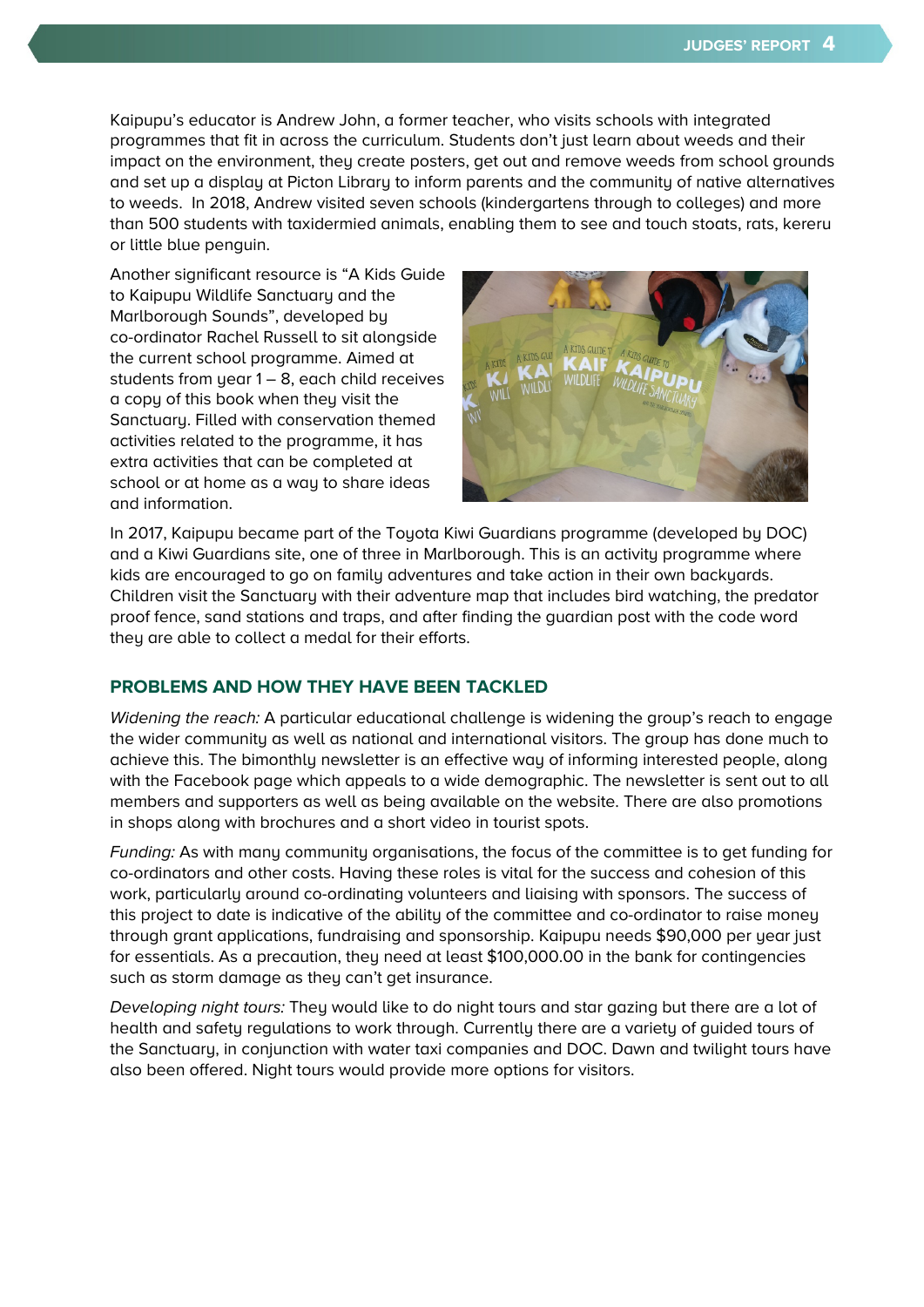Kaipupu's educator is Andrew John, a former teacher, who visits schools with integrated programmes that fit in across the curriculum. Students don't just learn about weeds and their impact on the environment, they create posters, get out and remove weeds from school grounds and set up a display at Picton Library to inform parents and the community of native alternatives to weeds.  In 2018, Andrew visited seven schools (kindergartens through to colleges) and more than 500 students with taxidermied animals, enabling them to see and touch stoats, rats, kereru or little blue penguin.

Another significant resource is "A Kids Guide to Kaipupu Wildlife Sanctuary and the Marlborough Sounds", developed by co-ordinator Rachel Russell to sit alongside the current school programme. Aimed at students from year 1 – 8, each child receives a copy of this book when they visit the Sanctuary. Filled with conservation themed activities related to the programme, it has extra activities that can be completed at school or at home as a way to share ideas and information.

In 2017, Kaipupu became part of the Toyota Kiwi Guardians programme (developed by DOC) and a Kiwi Guardians site, one of three in Marlborough. This is an activity programme where kids are encouraged to go on family adventures and take action in their own backyards. Children visit the Sanctuary with their adventure map that includes bird watching, the predator proof fence, sand stations and traps, and after finding the guardian post with the code word they are able to collect a medal for their efforts.

## PROBLEMS AND HOW THEY HAVE BEEN TACKLED

*Widening the reach:* A particular educational challenge is widening the group's reach to engage the wider community as well as national and international visitors. The group has done much to achieve this. The bimonthly newsletter is an effective way of informing interested people, along with the Facebook page which appeals to a wide demographic. The newsletter is sent out to all members and supporters as well as being available on the website. There are also promotions in shops along with brochures and a short video in tourist spots.

*Funding:* As with many community organisations, the focus of the committee is to get funding for co-ordinators and other costs. Having these roles is vital for the success and cohesion of this work, particularly around co-ordinating volunteers and liaising with sponsors. The success of this project to date is indicative of the ability of the committee and co-ordinator to raise money through grant applications, fundraising and sponsorship. Kaipupu needs $90,000 per year just for essentials. As a precaution, they need at least $100,000.00 in the bank for contingencies such as storm damage as they can't get insurance.

*Developing night tours:* They would like to do night tours and star gazing but there are a lot of health and safety regulations to work through. Currently there are a variety of guided tours of the Sanctuary, in conjunction with water taxi companies and DOC. Dawn and twilight tours have also been offered. Night tours would provide more options for visitors.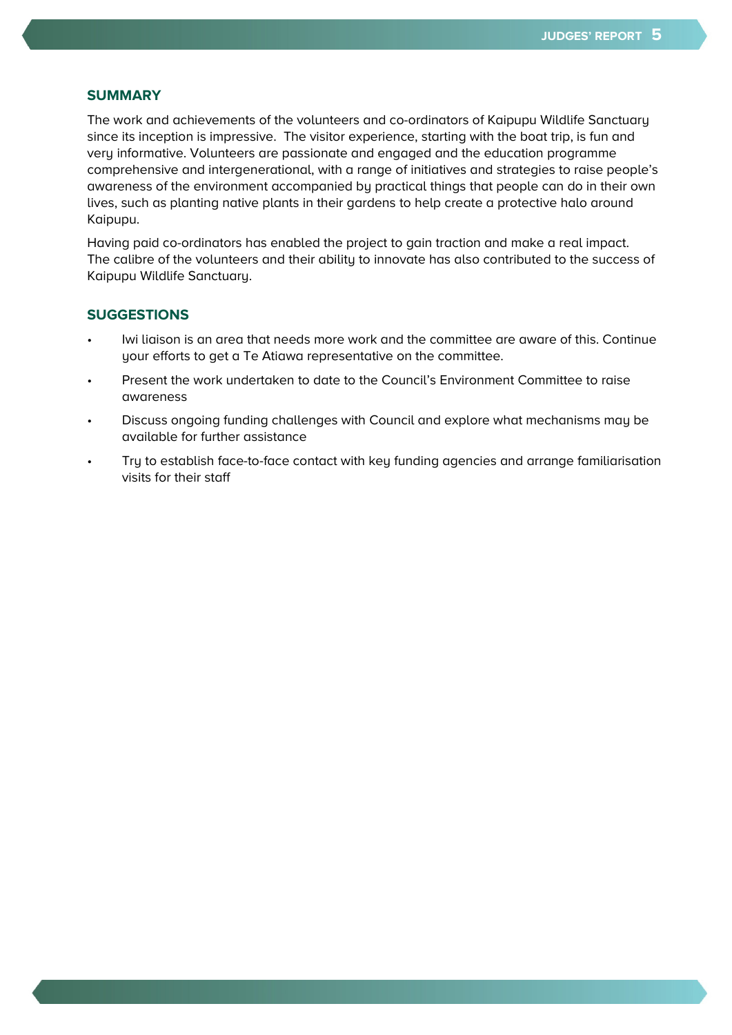## SUMMARY

The work and achievements of the volunteers and co-ordinators of Kaipupu Wildlife Sanctuary since its inception is impressive. The visitor experience, starting with the boat trip, is fun and very informative. Volunteers are passionate and engaged and the education programme comprehensive and intergenerational, with a range of initiatives and strategies to raise people's awareness of the environment accompanied by practical things that people can do in their own lives, such as planting native plants in their gardens to help create a protective halo around Kaipupu.

Having paid co-ordinators has enabled the project to gain traction and make a real impact. The calibre of the volunteers and their ability to innovate has also contributed to the success of Kaipupu Wildlife Sanctuary.

## SUGGESTIONS

- Iwi liaison is an area that needs more work and the committee are aware of this. Continue your efforts to get a Te Atiawa representative on the committee.
- Present the work undertaken to date to the Council's Environment Committee to raise awareness
- Discuss ongoing funding challenges with Council and explore what mechanisms may be available for further assistance
- Try to establish face-to-face contact with key funding agencies and arrange familiarisation visits for their staff